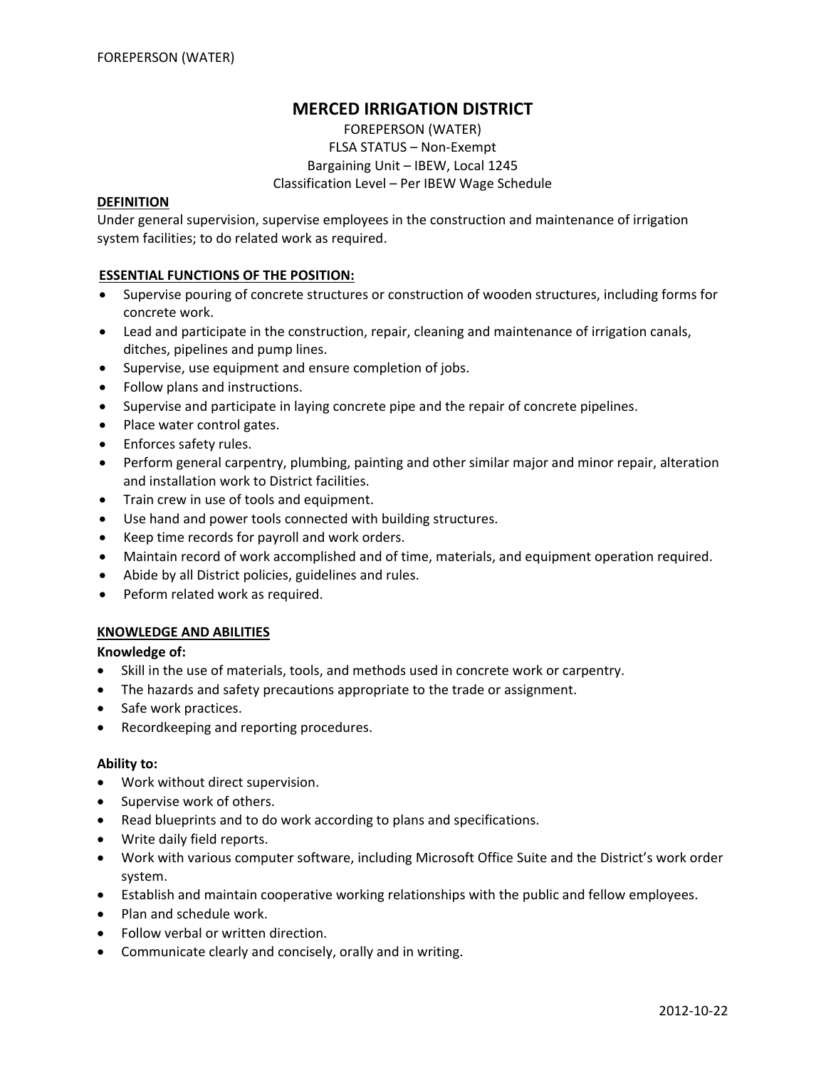# MERCED IRRIGATION DISTRICT

FOREPERSON (WATER)
FLSA STATUS – Non-Exempt
Bargaining Unit – IBEW, Local 1245
Classification Level – Per IBEW Wage Schedule

## DEFINITION

Under general supervision, supervise employees in the construction and maintenance of irrigation system facilities; to do related work as required.

## ESSENTIAL FUNCTIONS OF THE POSITION:

- Supervise pouring of concrete structures or construction of wooden structures, including forms for concrete work.
- Lead and participate in the construction, repair, cleaning and maintenance of irrigation canals, ditches, pipelines and pump lines.
- Supervise, use equipment and ensure completion of jobs.
- Follow plans and instructions.
- Supervise and participate in laying concrete pipe and the repair of concrete pipelines.
- Place water control gates.
- Enforces safety rules.
- Perform general carpentry, plumbing, painting and other similar major and minor repair, alteration and installation work to District facilities.
- Train crew in use of tools and equipment.
- Use hand and power tools connected with building structures.
- Keep time records for payroll and work orders.
- Maintain record of work accomplished and of time, materials, and equipment operation required.
- Abide by all District policies, guidelines and rules.
- Peform related work as required.

## KNOWLEDGE AND ABILITIES

**Knowledge of:**

- Skill in the use of materials, tools, and methods used in concrete work or carpentry.
- The hazards and safety precautions appropriate to the trade or assignment.
- Safe work practices.
- Recordkeeping and reporting procedures.

**Ability to:**

- Work without direct supervision.
- Supervise work of others.
- Read blueprints and to do work according to plans and specifications.
- Write daily field reports.
- Work with various computer software, including Microsoft Office Suite and the District's work order system.
- Establish and maintain cooperative working relationships with the public and fellow employees.
- Plan and schedule work.
- Follow verbal or written direction.
- Communicate clearly and concisely, orally and in writing.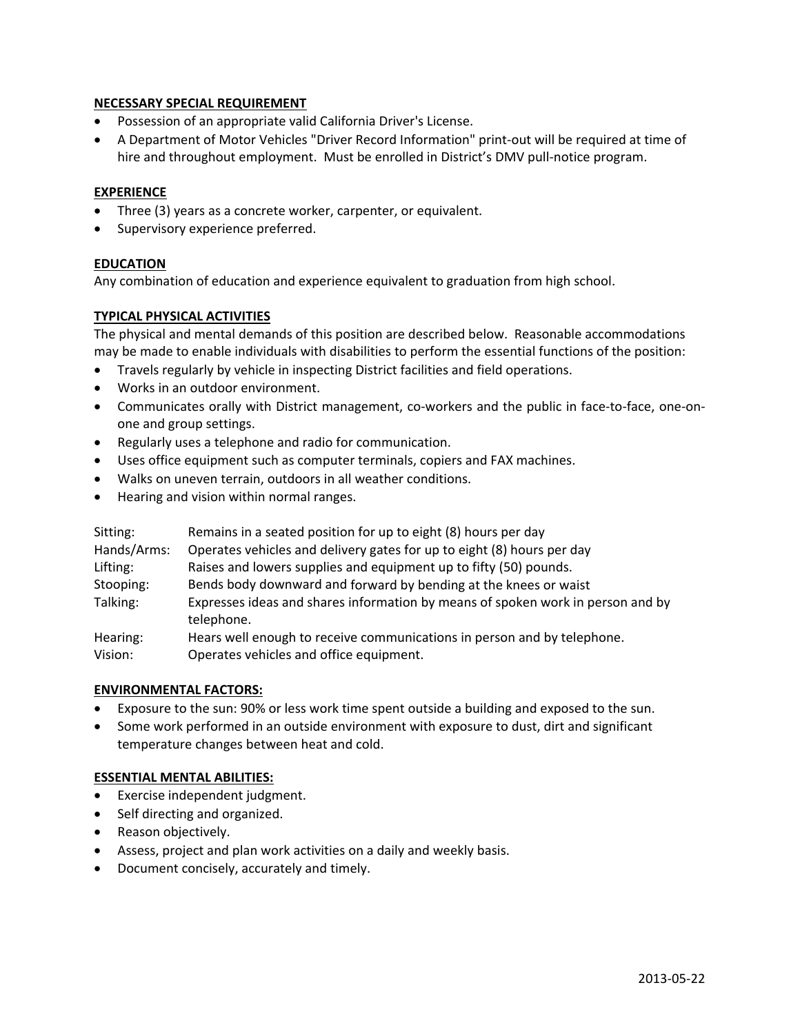**NECESSARY SPECIAL REQUIREMENT**

- Possession of an appropriate valid California Driver's License.
- A Department of Motor Vehicles "Driver Record Information" print-out will be required at time of hire and throughout employment. Must be enrolled in District's DMV pull-notice program.

**EXPERIENCE**

- Three (3) years as a concrete worker, carpenter, or equivalent.
- Supervisory experience preferred.

**EDUCATION**

Any combination of education and experience equivalent to graduation from high school.

**TYPICAL PHYSICAL ACTIVITIES**

The physical and mental demands of this position are described below. Reasonable accommodations may be made to enable individuals with disabilities to perform the essential functions of the position:

- Travels regularly by vehicle in inspecting District facilities and field operations.
- Works in an outdoor environment.
- Communicates orally with District management, co-workers and the public in face-to-face, one-on-one and group settings.
- Regularly uses a telephone and radio for communication.
- Uses office equipment such as computer terminals, copiers and FAX machines.
- Walks on uneven terrain, outdoors in all weather conditions.
- Hearing and vision within normal ranges.

| | |
|---|---|
| Sitting: | Remains in a seated position for up to eight (8) hours per day |
| Hands/Arms: | Operates vehicles and delivery gates for up to eight (8) hours per day |
| Lifting: | Raises and lowers supplies and equipment up to fifty (50) pounds. |
| Stooping: | Bends body downward and forward by bending at the knees or waist |
| Talking: | Expresses ideas and shares information by means of spoken work in person and by telephone. |
| Hearing: | Hears well enough to receive communications in person and by telephone. |
| Vision: | Operates vehicles and office equipment. |

**ENVIRONMENTAL FACTORS:**

- Exposure to the sun: 90% or less work time spent outside a building and exposed to the sun.
- Some work performed in an outside environment with exposure to dust, dirt and significant temperature changes between heat and cold.

**ESSENTIAL MENTAL ABILITIES:**

- Exercise independent judgment.
- Self directing and organized.
- Reason objectively.
- Assess, project and plan work activities on a daily and weekly basis.
- Document concisely, accurately and timely.

2013-05-22